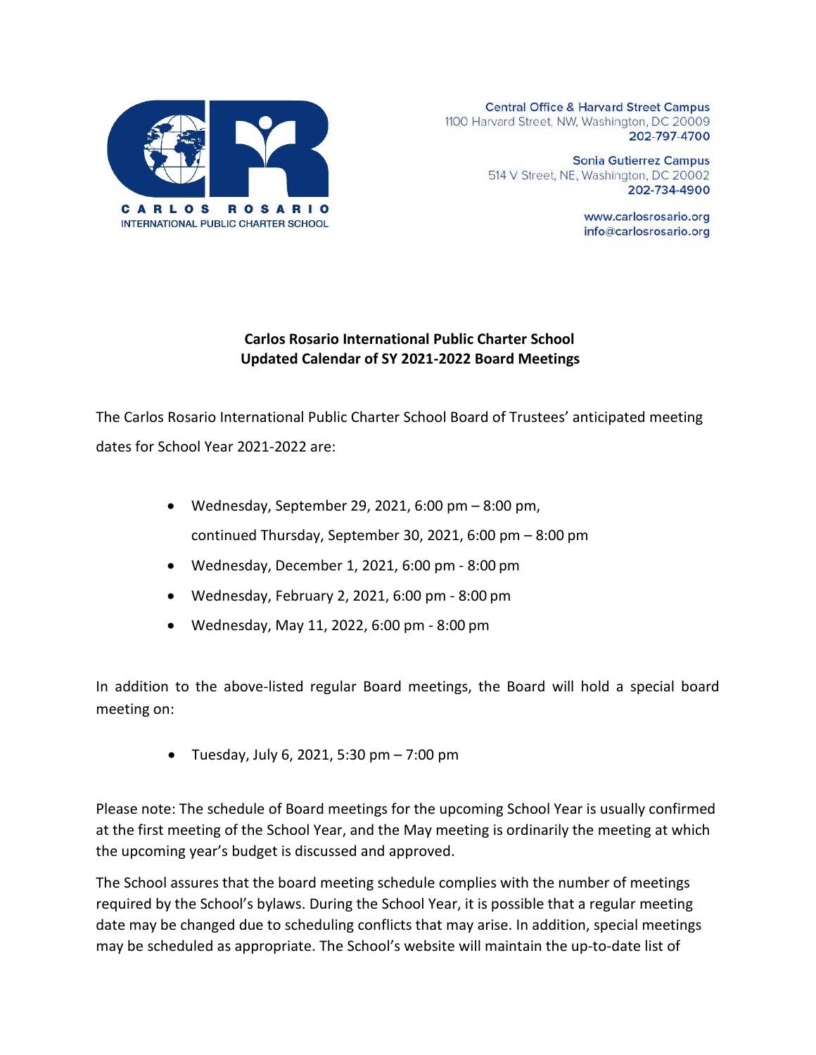CARLOS ROSARIO
INTERNATIONAL PUBLIC CHARTER SCHOOL

Central Office & Harvard Street Campus
1100 Harvard Street, NW, Washington, DC 20009
202-797-4700

Sonia Gutierrez Campus
514 V Street, NE, Washington, DC 20002
202-734-4900

www.carlosrosario.org
info@carlosrosario.org

**Carlos Rosario International Public Charter School**
**Updated Calendar of SY 2021-2022 Board Meetings**

The Carlos Rosario International Public Charter School Board of Trustees' anticipated meeting dates for School Year 2021-2022 are:

- Wednesday, September 29, 2021, 6:00 pm – 8:00 pm, continued Thursday, September 30, 2021, 6:00 pm – 8:00 pm
- Wednesday, December 1, 2021, 6:00 pm - 8:00 pm
- Wednesday, February 2, 2021, 6:00 pm - 8:00 pm
- Wednesday, May 11, 2022, 6:00 pm - 8:00 pm

In addition to the above-listed regular Board meetings, the Board will hold a special board meeting on:

- Tuesday, July 6, 2021, 5:30 pm – 7:00 pm

Please note: The schedule of Board meetings for the upcoming School Year is usually confirmed at the first meeting of the School Year, and the May meeting is ordinarily the meeting at which the upcoming year's budget is discussed and approved.

The School assures that the board meeting schedule complies with the number of meetings required by the School's bylaws. During the School Year, it is possible that a regular meeting date may be changed due to scheduling conflicts that may arise. In addition, special meetings may be scheduled as appropriate. The School's website will maintain the up-to-date list of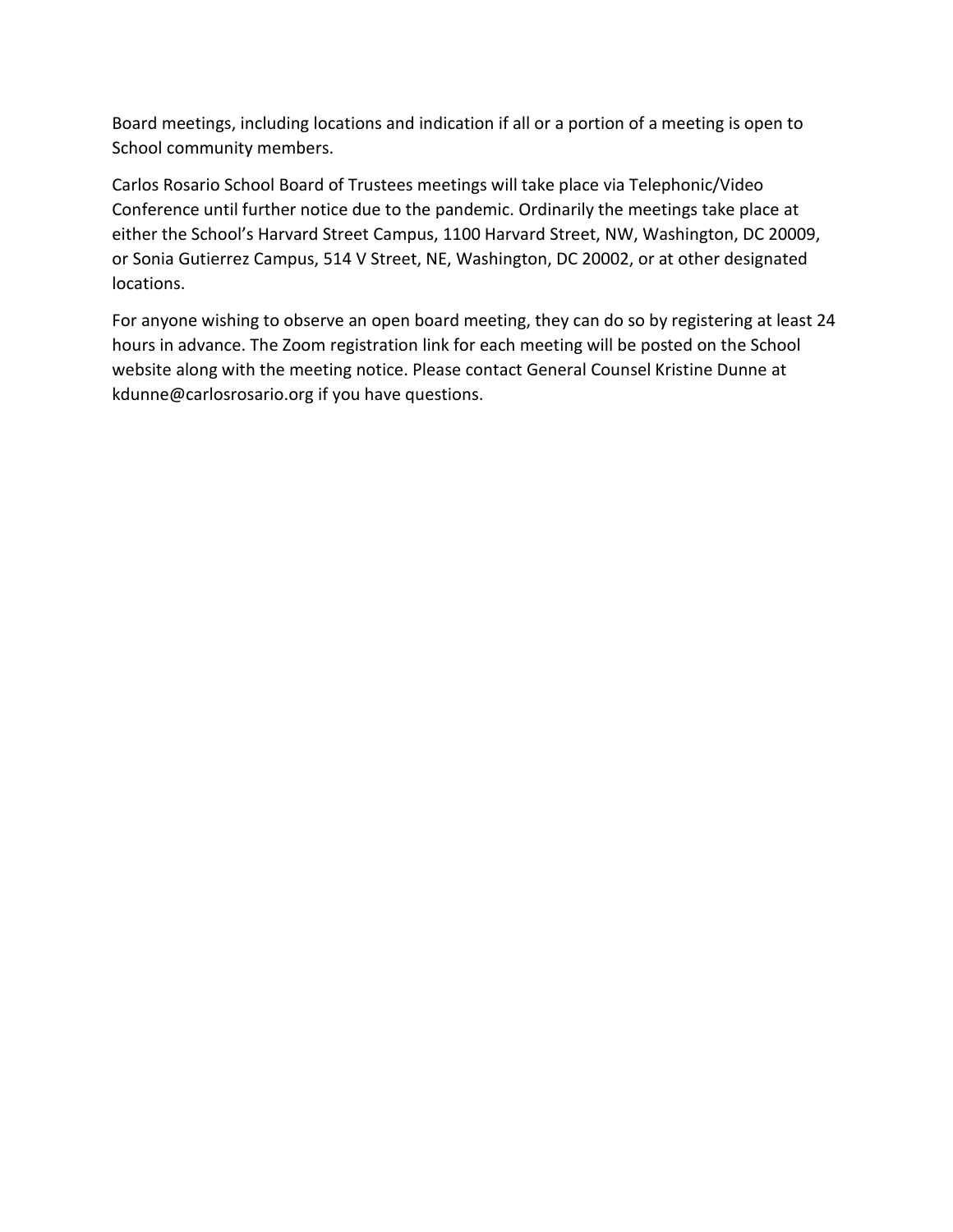Board meetings, including locations and indication if all or a portion of a meeting is open to School community members.

Carlos Rosario School Board of Trustees meetings will take place via Telephonic/Video Conference until further notice due to the pandemic. Ordinarily the meetings take place at either the School's Harvard Street Campus, 1100 Harvard Street, NW, Washington, DC 20009, or Sonia Gutierrez Campus, 514 V Street, NE, Washington, DC 20002, or at other designated locations.

For anyone wishing to observe an open board meeting, they can do so by registering at least 24 hours in advance. The Zoom registration link for each meeting will be posted on the School website along with the meeting notice. Please contact General Counsel Kristine Dunne at kdunne@carlosrosario.org if you have questions.